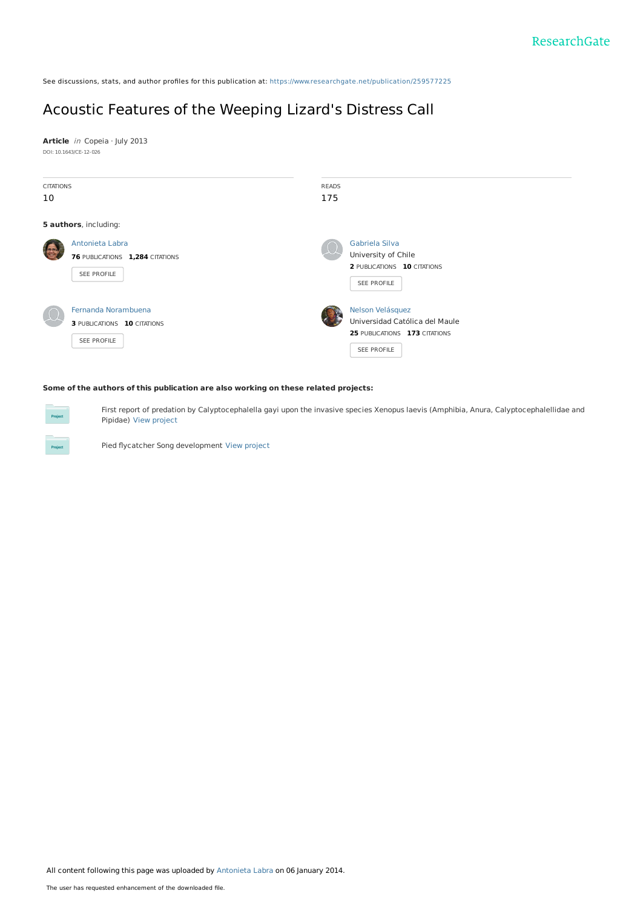See discussions, stats, and author profiles for this publication at: https://www.researchgate.net/publication/259577225

# Acoustic Features of the Weeping Lizard's Distress Call

**Article** *in* Copeia · July 2013

DOI: 10.1643/CE-12-026

| CITATIONS | READS |
| --- | --- |
| 10 | 175 |

**5 authors**, including:

Antonieta Labra
**76** PUBLICATIONS **1,284** CITATIONS
SEE PROFILE

Gabriela Silva
University of Chile
**2** PUBLICATIONS **10** CITATIONS
SEE PROFILE

Fernanda Norambuena
**3** PUBLICATIONS **10** CITATIONS
SEE PROFILE

Nelson Velásquez
Universidad Católica del Maule
**25** PUBLICATIONS **173** CITATIONS
SEE PROFILE

**Some of the authors of this publication are also working on these related projects:**

First report of predation by Calyptocephalella gayi upon the invasive species Xenopus laevis (Amphibia, Anura, Calyptocephalellidae and Pipidae) View project

Pied flycatcher Song development View project

All content following this page was uploaded by Antonieta Labra on 06 January 2014.

The user has requested enhancement of the downloaded file.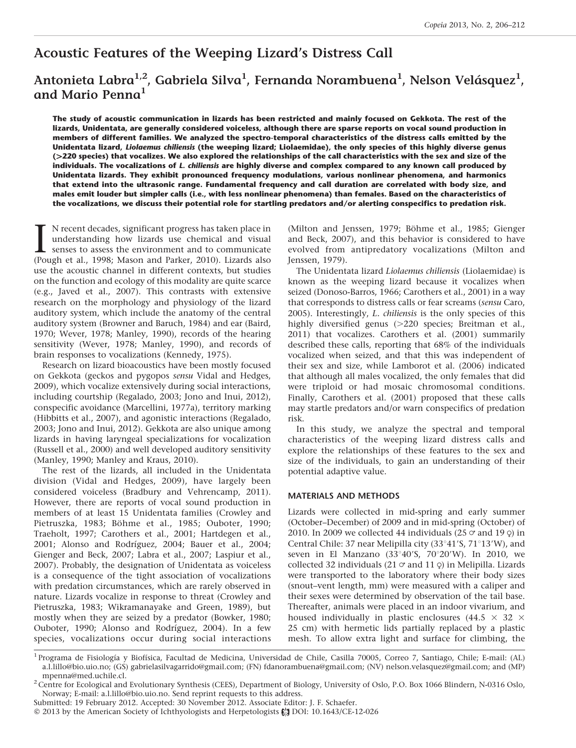# Acoustic Features of the Weeping Lizard's Distress Call

## Antonieta Labra[1,2], Gabriela Silva[1], Fernanda Norambuena[1], Nelson Velásquez[1], and Mario Penna[1]

**The study of acoustic communication in lizards has been restricted and mainly focused on Gekkota. The rest of the lizards, Unidentata, are generally considered voiceless, although there are sparse reports on vocal sound production in members of different families. We analyzed the spectro-temporal characteristics of the distress calls emitted by the Unidentata lizard, *Liolaemus chiliensis* (the weeping lizard; Liolaemidae), the only species of this highly diverse genus (>220 species) that vocalizes. We also explored the relationships of the call characteristics with the sex and size of the individuals. The vocalizations of *L. chiliensis* are highly diverse and complex compared to any known call produced by Unidentata lizards. They exhibit pronounced frequency modulations, various nonlinear phenomena, and harmonics that extend into the ultrasonic range. Fundamental frequency and call duration are correlated with body size, and males emit louder but simpler calls (i.e., with less nonlinear phenomena) than females. Based on the characteristics of the vocalizations, we discuss their potential role for startling predators and/or alerting conspecifics to predation risk.**

IN recent decades, significant progress has taken place in understanding how lizards use chemical and visual senses to assess the environment and to communicate (Pough et al., 1998; Mason and Parker, 2010). Lizards also use the acoustic channel in different contexts, but studies on the function and ecology of this modality are quite scarce (e.g., Javed et al., 2007). This contrasts with extensive research on the morphology and physiology of the lizard auditory system, which include the anatomy of the central auditory system (Browner and Baruch, 1984) and ear (Baird, 1970; Wever, 1978; Manley, 1990), records of the hearing sensitivity (Wever, 1978; Manley, 1990), and records of brain responses to vocalizations (Kennedy, 1975).

Research on lizard bioacoustics have been mostly focused on Gekkota (geckos and pygopos *sensu* Vidal and Hedges, 2009), which vocalize extensively during social interactions, including courtship (Regalado, 2003; Jono and Inui, 2012), conspecific avoidance (Marcellini, 1977a), territory marking (Hibbitts et al., 2007), and agonistic interactions (Regalado, 2003; Jono and Inui, 2012). Gekkota are also unique among lizards in having laryngeal specializations for vocalization (Russell et al., 2000) and well developed auditory sensitivity (Manley, 1990; Manley and Kraus, 2010).

The rest of the lizards, all included in the Unidentata division (Vidal and Hedges, 2009), have largely been considered voiceless (Bradbury and Vehrencamp, 2011). However, there are reports of vocal sound production in members of at least 15 Unidentata families (Crowley and Pietruszka, 1983; Böhme et al., 1985; Ouboter, 1990; Traeholt, 1997; Carothers et al., 2001; Hartdegen et al., 2001; Alonso and Rodríguez, 2004; Bauer et al., 2004; Gienger and Beck, 2007; Labra et al., 2007; Laspiur et al., 2007). Probably, the designation of Unidentata as voiceless is a consequence of the tight association of vocalizations with predation circumstances, which are rarely observed in nature. Lizards vocalize in response to threat (Crowley and Pietruszka, 1983; Wikramanayake and Green, 1989), but mostly when they are seized by a predator (Bowker, 1980; Ouboter, 1990; Alonso and Rodríguez, 2004). In a few species, vocalizations occur during social interactions (Milton and Jenssen, 1979; Böhme et al., 1985; Gienger and Beck, 2007), and this behavior is considered to have evolved from antipredatory vocalizations (Milton and Jenssen, 1979).

The Unidentata lizard *Liolaemus chiliensis* (Liolaemidae) is known as the weeping lizard because it vocalizes when seized (Donoso-Barros, 1966; Carothers et al., 2001) in a way that corresponds to distress calls or fear screams (*sensu* Caro, 2005). Interestingly, *L. chiliensis* is the only species of this highly diversified genus (>220 species; Breitman et al., 2011) that vocalizes. Carothers et al. (2001) summarily described these calls, reporting that 68% of the individuals vocalized when seized, and that this was independent of their sex and size, while Lamborot et al. (2006) indicated that although all males vocalized, the only females that did were triploid or had mosaic chromosomal conditions. Finally, Carothers et al. (2001) proposed that these calls may startle predators and/or warn conspecifics of predation risk.

In this study, we analyze the spectral and temporal characteristics of the weeping lizard distress calls and explore the relationships of these features to the sex and size of the individuals, to gain an understanding of their potential adaptive value.

### MATERIALS AND METHODS

Lizards were collected in mid-spring and early summer (October–December) of 2009 and in mid-spring (October) of 2010. In 2009 we collected 44 individuals (25 ♂ and 19 ♀) in Central Chile: 37 near Melipilla city (33°41′S, 71°13′W), and seven in El Manzano (33°40′S, 70°20′W). In 2010, we collected 32 individuals (21 ♂ and 11 ♀) in Melipilla. Lizards were transported to the laboratory where their body sizes (snout–vent length, mm) were measured with a caliper and their sexes were determined by observation of the tail base. Thereafter, animals were placed in an indoor vivarium, and housed individually in plastic enclosures (44.5 × 32 × 25 cm) with hermetic lids partially replaced by a plastic mesh. To allow extra light and surface for climbing, the

[1] Programa de Fisiología y Biofísica, Facultad de Medicina, Universidad de Chile, Casilla 70005, Correo 7, Santiago, Chile; E-mail: (AL) a.l.lillo@bio.uio.no; (GS) gabrielasilvagarrido@gmail.com; (FN) fdanorambuena@gmail.com; (NV) nelson.velasquez@gmail.com; and (MP) mpenna@med.uchile.cl.

[2] Centre for Ecological and Evolutionary Synthesis (CEES), Department of Biology, University of Oslo, P.O. Box 1066 Blindern, N-0316 Oslo, Norway; E-mail: a.l.lillo@bio.uio.no. Send reprint requests to this address.

Submitted: 19 February 2012. Accepted: 30 November 2012. Associate Editor: J. F. Schaefer.

© 2013 by the American Society of Ichthyologists and Herpetologists DOI: 10.1643/CE-12-026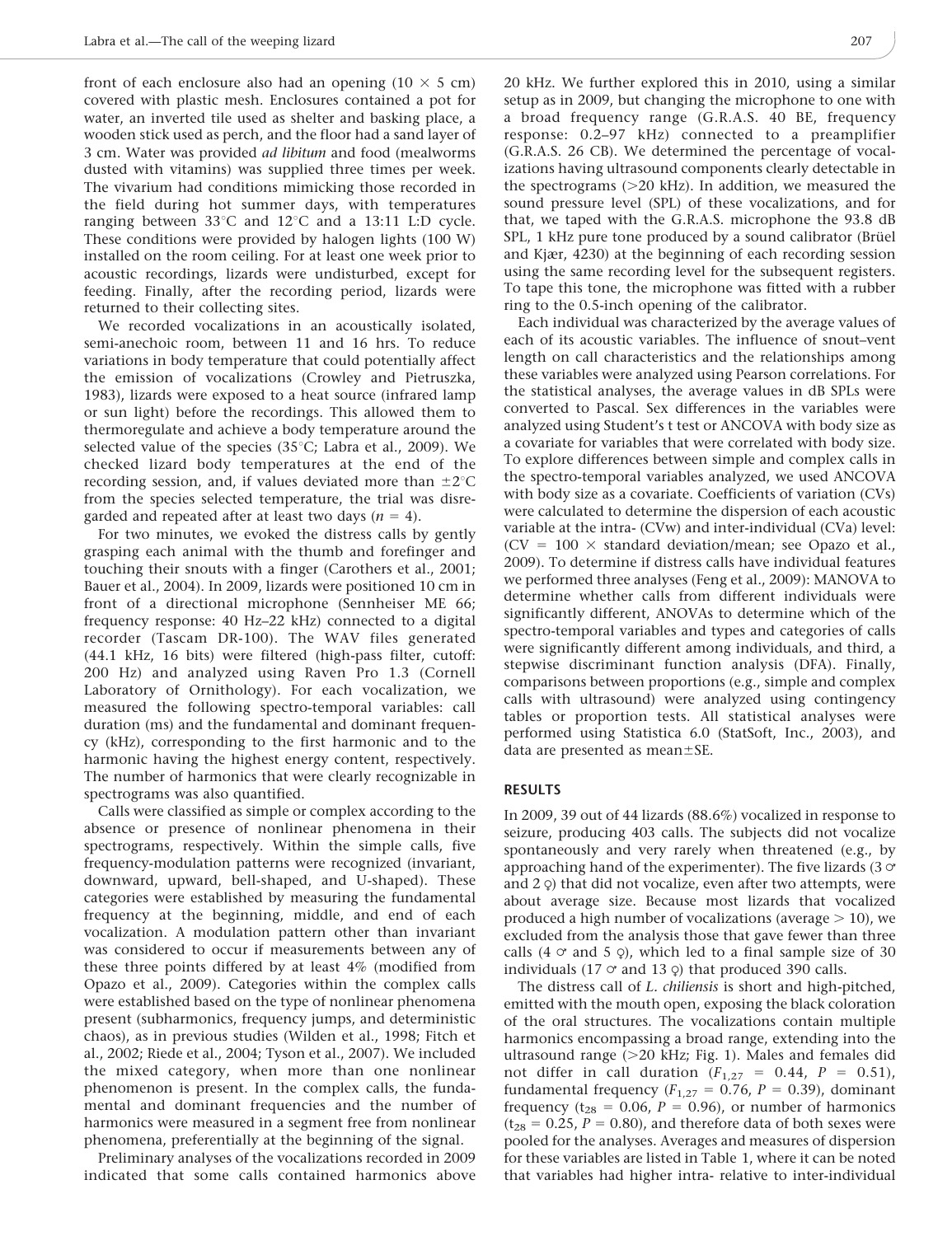front of each enclosure also had an opening (10 × 5 cm) covered with plastic mesh. Enclosures contained a pot for water, an inverted tile used as shelter and basking place, a wooden stick used as perch, and the floor had a sand layer of 3 cm. Water was provided *ad libitum* and food (mealworms dusted with vitamins) was supplied three times per week. The vivarium had conditions mimicking those recorded in the field during hot summer days, with temperatures ranging between 33°C and 12°C and a 13:11 L:D cycle. These conditions were provided by halogen lights (100 W) installed on the room ceiling. For at least one week prior to acoustic recordings, lizards were undisturbed, except for feeding. Finally, after the recording period, lizards were returned to their collecting sites.

We recorded vocalizations in an acoustically isolated, semi-anechoic room, between 11 and 16 hrs. To reduce variations in body temperature that could potentially affect the emission of vocalizations (Crowley and Pietruszka, 1983), lizards were exposed to a heat source (infrared lamp or sun light) before the recordings. This allowed them to thermoregulate and achieve a body temperature around the selected value of the species (35°C; Labra et al., 2009). We checked lizard body temperatures at the end of the recording session, and, if values deviated more than ±2°C from the species selected temperature, the trial was disregarded and repeated after at least two days ($n = 4$).

For two minutes, we evoked the distress calls by gently grasping each animal with the thumb and forefinger and touching their snouts with a finger (Carothers et al., 2001; Bauer et al., 2004). In 2009, lizards were positioned 10 cm in front of a directional microphone (Sennheiser ME 66; frequency response: 40 Hz–22 kHz) connected to a digital recorder (Tascam DR-100). The WAV files generated (44.1 kHz, 16 bits) were filtered (high-pass filter, cutoff: 200 Hz) and analyzed using Raven Pro 1.3 (Cornell Laboratory of Ornithology). For each vocalization, we measured the following spectro-temporal variables: call duration (ms) and the fundamental and dominant frequency (kHz), corresponding to the first harmonic and to the harmonic having the highest energy content, respectively. The number of harmonics that were clearly recognizable in spectrograms was also quantified.

Calls were classified as simple or complex according to the absence or presence of nonlinear phenomena in their spectrograms, respectively. Within the simple calls, five frequency-modulation patterns were recognized (invariant, downward, upward, bell-shaped, and U-shaped). These categories were established by measuring the fundamental frequency at the beginning, middle, and end of each vocalization. A modulation pattern other than invariant was considered to occur if measurements between any of these three points differed by at least 4% (modified from Opazo et al., 2009). Categories within the complex calls were established based on the type of nonlinear phenomena present (subharmonics, frequency jumps, and deterministic chaos), as in previous studies (Wilden et al., 1998; Fitch et al., 2002; Riede et al., 2004; Tyson et al., 2007). We included the mixed category, when more than one nonlinear phenomenon is present. In the complex calls, the fundamental and dominant frequencies and the number of harmonics were measured in a segment free from nonlinear phenomena, preferentially at the beginning of the signal.

Preliminary analyses of the vocalizations recorded in 2009 indicated that some calls contained harmonics above 20 kHz. We further explored this in 2010, using a similar setup as in 2009, but changing the microphone to one with a broad frequency range (G.R.A.S. 40 BE, frequency response: 0.2–97 kHz) connected to a preamplifier (G.R.A.S. 26 CB). We determined the percentage of vocalizations having ultrasound components clearly detectable in the spectrograms (>20 kHz). In addition, we measured the sound pressure level (SPL) of these vocalizations, and for that, we taped with the G.R.A.S. microphone the 93.8 dB SPL, 1 kHz pure tone produced by a sound calibrator (Brüel and Kjær, 4230) at the beginning of each recording session using the same recording level for the subsequent registers. To tape this tone, the microphone was fitted with a rubber ring to the 0.5-inch opening of the calibrator.

Each individual was characterized by the average values of each of its acoustic variables. The influence of snout–vent length on call characteristics and the relationships among these variables were analyzed using Pearson correlations. For the statistical analyses, the average values in dB SPLs were converted to Pascal. Sex differences in the variables were analyzed using Student's t test or ANCOVA with body size as a covariate for variables that were correlated with body size. To explore differences between simple and complex calls in the spectro-temporal variables analyzed, we used ANCOVA with body size as a covariate. Coefficients of variation (CVs) were calculated to determine the dispersion of each acoustic variable at the intra- (CVw) and inter-individual (CVa) level: (CV = 100 × standard deviation/mean; see Opazo et al., 2009). To determine if distress calls have individual features we performed three analyses (Feng et al., 2009): MANOVA to determine whether calls from different individuals were significantly different, ANOVAs to determine which of the spectro-temporal variables and types and categories of calls were significantly different among individuals, and third, a stepwise discriminant function analysis (DFA). Finally, comparisons between proportions (e.g., simple and complex calls with ultrasound) were analyzed using contingency tables or proportion tests. All statistical analyses were performed using Statistica 6.0 (StatSoft, Inc., 2003), and data are presented as mean±SE.

## RESULTS

In 2009, 39 out of 44 lizards (88.6%) vocalized in response to seizure, producing 403 calls. The subjects did not vocalize spontaneously and very rarely when threatened (e.g., by approaching hand of the experimenter). The five lizards (3 ♂ and 2 ♀) that did not vocalize, even after two attempts, were about average size. Because most lizards that vocalized produced a high number of vocalizations (average > 10), we excluded from the analysis those that gave fewer than three calls (4 ♂ and 5 ♀), which led to a final sample size of 30 individuals (17 ♂ and 13 ♀) that produced 390 calls.

The distress call of *L. chiliensis* is short and high-pitched, emitted with the mouth open, exposing the black coloration of the oral structures. The vocalizations contain multiple harmonics encompassing a broad range, extending into the ultrasound range (>20 kHz; Fig. 1). Males and females did not differ in call duration ($F_{1,27} = 0.44$, $P = 0.51$), fundamental frequency ($F_{1,27} = 0.76$, $P = 0.39$), dominant frequency ($t_{28} = 0.06$, $P = 0.96$), or number of harmonics ($t_{28} = 0.25$, $P = 0.80$), and therefore data of both sexes were pooled for the analyses. Averages and measures of dispersion for these variables are listed in Table 1, where it can be noted that variables had higher intra- relative to inter-individual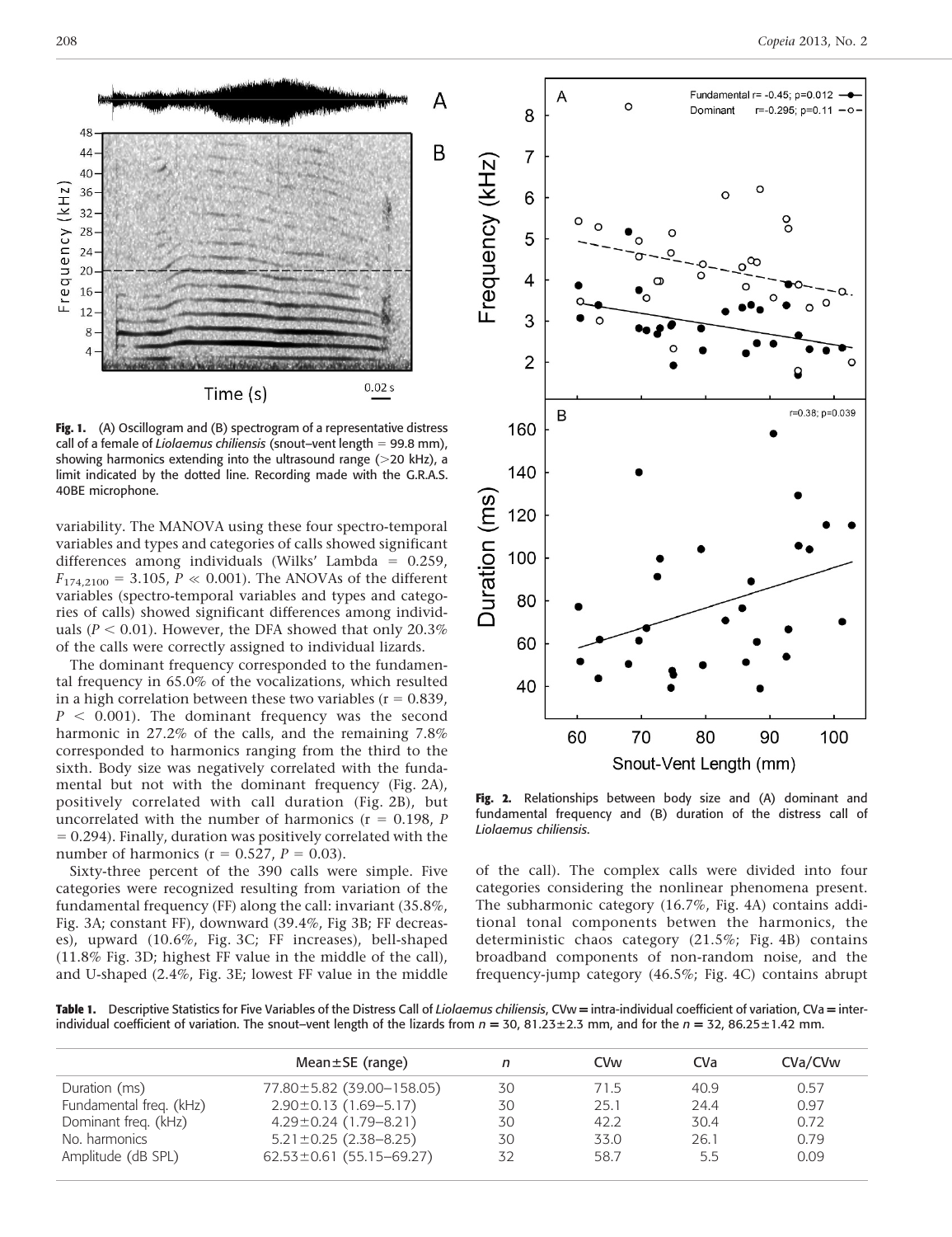Fig. 1. (A) Oscillogram and (B) spectrogram of a representative distress call of a female of *Liolaemus chiliensis* (snout–vent length = 99.8 mm), showing harmonics extending into the ultrasound range (>20 kHz), a limit indicated by the dotted line. Recording made with the G.R.A.S. 40BE microphone.

variability. The MANOVA using these four spectro-temporal variables and types and categories of calls showed significant differences among individuals (Wilks' Lambda = 0.259, $F_{174,2100} = 3.105$, $P \ll 0.001$). The ANOVAs of the different variables (spectro-temporal variables and types and categories of calls) showed significant differences among individuals ($P < 0.01$). However, the DFA showed that only 20.3% of the calls were correctly assigned to individual lizards.

The dominant frequency corresponded to the fundamental frequency in 65.0% of the vocalizations, which resulted in a high correlation between these two variables (r = 0.839, $P < 0.001$). The dominant frequency was the second harmonic in 27.2% of the calls, and the remaining 7.8% corresponded to harmonics ranging from the third to the sixth. Body size was negatively correlated with the fundamental but not with the dominant frequency (Fig. 2A), positively correlated with call duration (Fig. 2B), but uncorrelated with the number of harmonics (r = 0.198, $P = 0.294$). Finally, duration was positively correlated with the number of harmonics (r = 0.527, $P = 0.03$).

Sixty-three percent of the 390 calls were simple. Five categories were recognized resulting from variation of the fundamental frequency (FF) along the call: invariant (35.8%, Fig. 3A; constant FF), downward (39.4%, Fig 3B; FF decreases), upward (10.6%, Fig. 3C; FF increases), bell-shaped (11.8% Fig. 3D; highest FF value in the middle of the call), and U-shaped (2.4%, Fig. 3E; lowest FF value in the middle of the call). The complex calls were divided into four categories considering the nonlinear phenomena present. The subharmonic category (16.7%, Fig. 4A) contains additional tonal components betwen the harmonics, the deterministic chaos category (21.5%; Fig. 4B) contains broadband components of non-random noise, and the frequency-jump category (46.5%; Fig. 4C) contains abrupt

Fig. 2. Relationships between body size and (A) dominant and fundamental frequency and (B) duration of the distress call of *Liolaemus chiliensis*.

**Table 1.** Descriptive Statistics for Five Variables of the Distress Call of *Liolaemus chiliensis*, CVw = intra-individual coefficient of variation, CVa = inter-individual coefficient of variation. The snout–vent length of the lizards from *n* = 30, 81.23±2.3 mm, and for the *n* = 32, 86.25±1.42 mm.

| | Mean±SE (range) | *n* | CVw | CVa | CVa/CVw |
|---|---|---|---|---|---|
| Duration (ms) | 77.80±5.82 (39.00–158.05) | 30 | 71.5 | 40.9 | 0.57 |
| Fundamental freq. (kHz) | 2.90±0.13 (1.69–5.17) | 30 | 25.1 | 24.4 | 0.97 |
| Dominant freq. (kHz) | 4.29±0.24 (1.79–8.21) | 30 | 42.2 | 30.4 | 0.72 |
| No. harmonics | 5.21±0.25 (2.38–8.25) | 30 | 33.0 | 26.1 | 0.79 |
| Amplitude (dB SPL) | 62.53±0.61 (55.15–69.27) | 32 | 58.7 | 5.5 | 0.09 |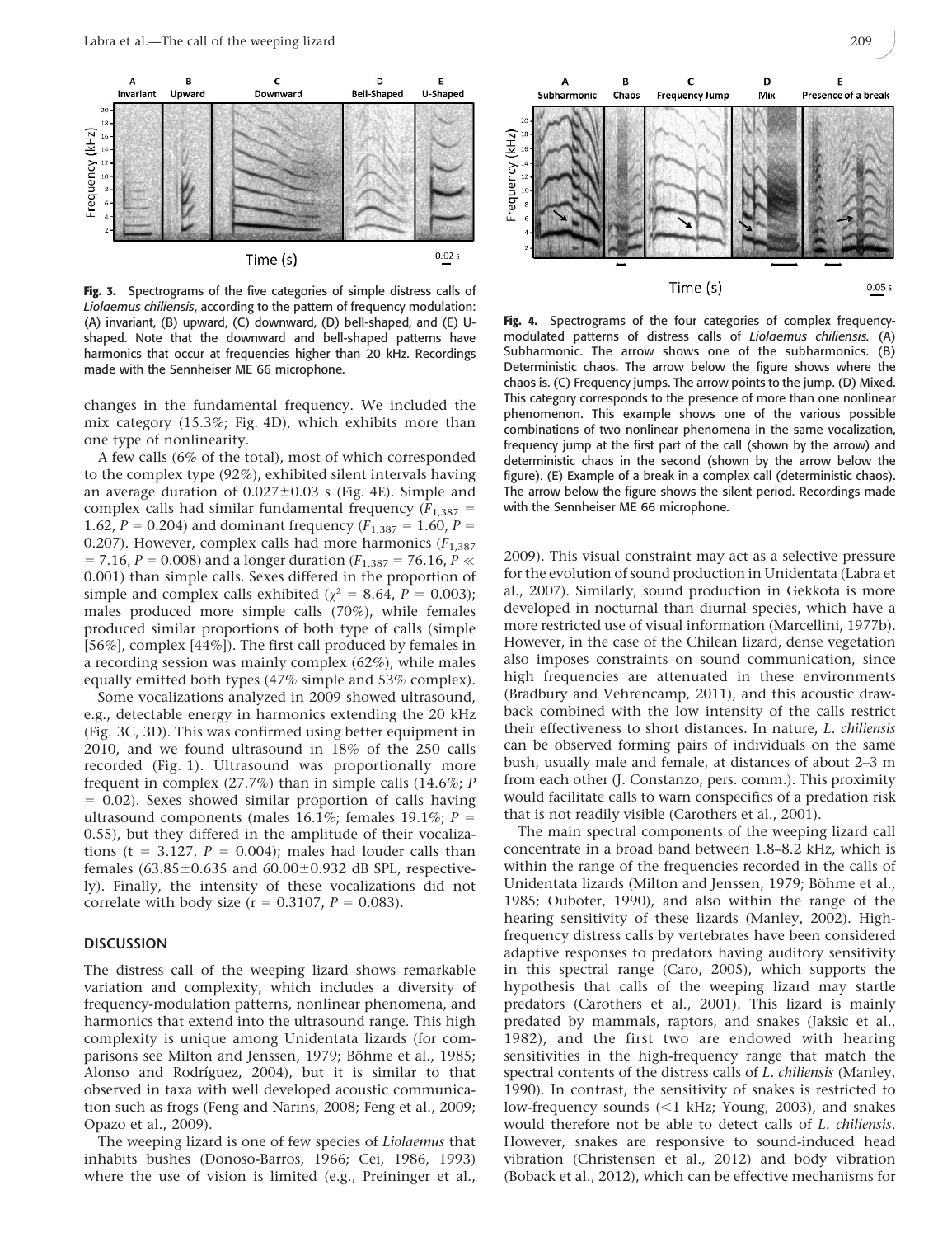Fig. 3. Spectrograms of the five categories of simple distress calls of *Liolaemus chiliensis*, according to the pattern of frequency modulation: (A) invariant, (B) upward, (C) downward, (D) bell-shaped, and (E) U-shaped. Note that the downward and bell-shaped patterns have harmonics that occur at frequencies higher than 20 kHz. Recordings made with the Sennheiser ME 66 microphone.

Fig. 4. Spectrograms of the four categories of complex frequency-modulated patterns of distress calls of *Liolaemus chiliensis*. (A) Subharmonic. The arrow shows one of the subharmonics. (B) Deterministic chaos. The arrow below the figure shows where the chaos is. (C) Frequency jumps. The arrow points to the jump. (D) Mixed. This category corresponds to the presence of more than one nonlinear phenomenon. This example shows one of the various possible combinations of two nonlinear phenomena in the same vocalization, frequency jump at the first part of the call (shown by the arrow) and deterministic chaos in the second (shown by the arrow below the figure). (E) Example of a break in a complex call (deterministic chaos). The arrow below the figure shows the silent period. Recordings made with the Sennheiser ME 66 microphone.

changes in the fundamental frequency. We included the mix category (15.3%; Fig. 4D), which exhibits more than one type of nonlinearity.

A few calls (6% of the total), most of which corresponded to the complex type (92%), exhibited silent intervals having an average duration of $0.027 \pm 0.03$ s (Fig. 4E). Simple and complex calls had similar fundamental frequency ($F_{1,387} = 1.62$, $P = 0.204$) and dominant frequency ($F_{1,387} = 1.60$, $P = 0.207$). However, complex calls had more harmonics ($F_{1,387} = 7.16$, $P = 0.008$) and a longer duration ($F_{1,387} = 76.16$, $P \ll 0.001$) than simple calls. Sexes differed in the proportion of simple and complex calls exhibited ($\chi^2 = 8.64$, $P = 0.003$); males produced more simple calls (70%), while females produced similar proportions of both type of calls (simple [56%], complex [44%]). The first call produced by females in a recording session was mainly complex (62%), while males equally emitted both types (47% simple and 53% complex).

Some vocalizations analyzed in 2009 showed ultrasound, e.g., detectable energy in harmonics extending the 20 kHz (Fig. 3C, 3D). This was confirmed using better equipment in 2010, and we found ultrasound in 18% of the 250 calls recorded (Fig. 1). Ultrasound was proportionally more frequent in complex (27.7%) than in simple calls (14.6%; $P = 0.02$). Sexes showed similar proportion of calls having ultrasound components (males 16.1%; females 19.1%; $P = 0.55$), but they differed in the amplitude of their vocalizations ($t = 3.127$, $P = 0.004$); males had louder calls than females ($63.85 \pm 0.635$ and $60.00 \pm 0.932$ dB SPL, respectively). Finally, the intensity of these vocalizations did not correlate with body size ($r = 0.3107$, $P = 0.083$).

## DISCUSSION

The distress call of the weeping lizard shows remarkable variation and complexity, which includes a diversity of frequency-modulation patterns, nonlinear phenomena, and harmonics that extend into the ultrasound range. This high complexity is unique among Unidentata lizards (for comparisons see Milton and Jenssen, 1979; Böhme et al., 1985; Alonso and Rodríguez, 2004), but it is similar to that observed in taxa with well developed acoustic communication such as frogs (Feng and Narins, 2008; Feng et al., 2009; Opazo et al., 2009).

The weeping lizard is one of few species of *Liolaemus* that inhabits bushes (Donoso-Barros, 1966; Cei, 1986, 1993) where the use of vision is limited (e.g., Preininger et al., 2009). This visual constraint may act as a selective pressure for the evolution of sound production in Unidentata (Labra et al., 2007). Similarly, sound production in Gekkota is more developed in nocturnal than diurnal species, which have a more restricted use of visual information (Marcellini, 1977b). However, in the case of the Chilean lizard, dense vegetation also imposes constraints on sound communication, since high frequencies are attenuated in these environments (Bradbury and Vehrencamp, 2011), and this acoustic drawback combined with the low intensity of the calls restrict their effectiveness to short distances. In nature, *L. chiliensis* can be observed forming pairs of individuals on the same bush, usually male and female, at distances of about 2–3 m from each other (J. Constanzo, pers. comm.). This proximity would facilitate calls to warn conspecifics of a predation risk that is not readily visible (Carothers et al., 2001).

The main spectral components of the weeping lizard call concentrate in a broad band between 1.8–8.2 kHz, which is within the range of the frequencies recorded in the calls of Unidentata lizards (Milton and Jenssen, 1979; Böhme et al., 1985; Ouboter, 1990), and also within the range of the hearing sensitivity of these lizards (Manley, 2002). High-frequency distress calls by vertebrates have been considered adaptive responses to predators having auditory sensitivity in this spectral range (Caro, 2005), which supports the hypothesis that calls of the weeping lizard may startle predators (Carothers et al., 2001). This lizard is mainly predated by mammals, raptors, and snakes (Jaksic et al., 1982), and the first two are endowed with hearing sensitivities in the high-frequency range that match the spectral contents of the distress calls of *L. chiliensis* (Manley, 1990). In contrast, the sensitivity of snakes is restricted to low-frequency sounds (<1 kHz; Young, 2003), and snakes would therefore not be able to detect calls of *L. chiliensis*. However, snakes are responsive to sound-induced head vibration (Christensen et al., 2012) and body vibration (Boback et al., 2012), which can be effective mechanisms for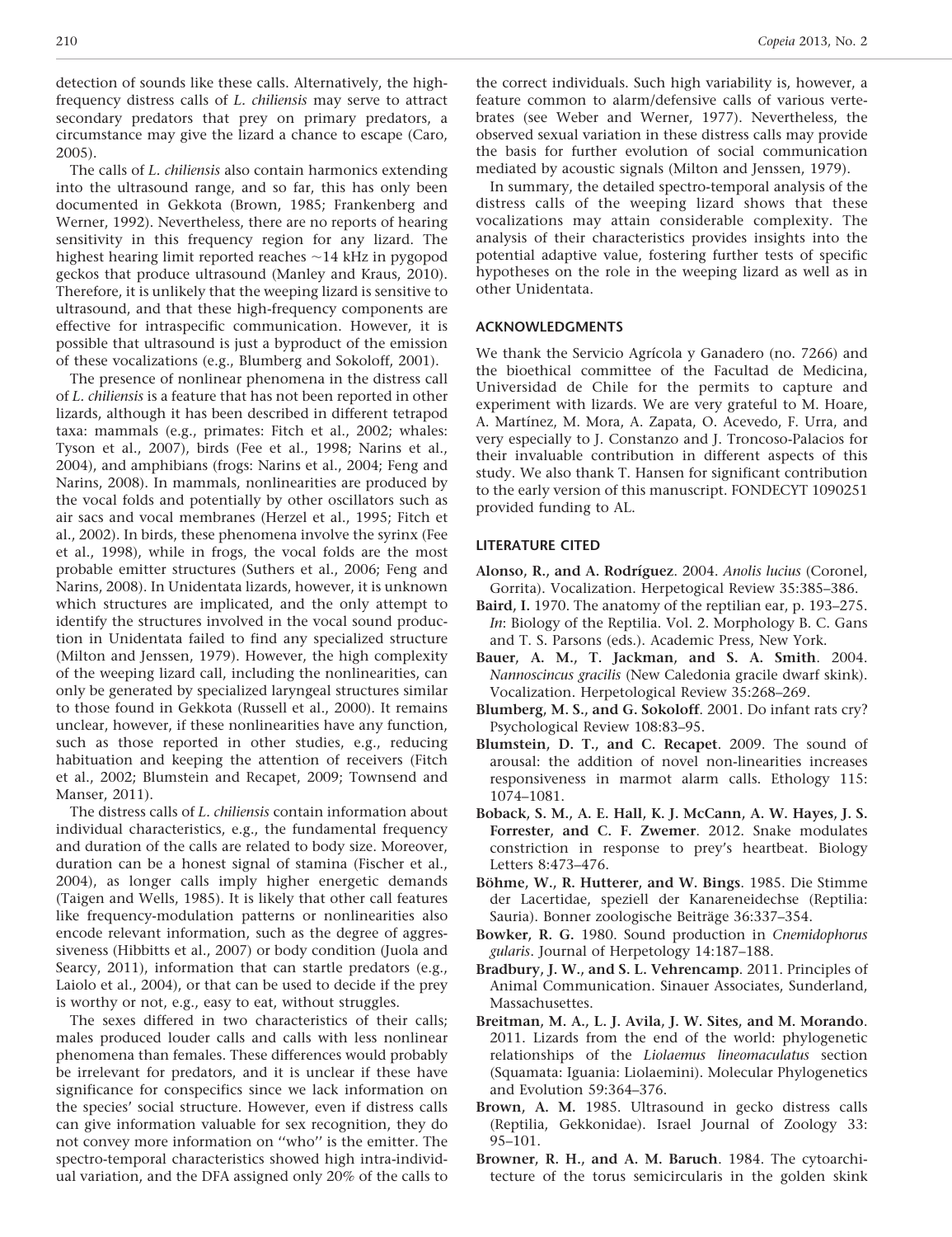detection of sounds like these calls. Alternatively, the high-frequency distress calls of *L. chiliensis* may serve to attract secondary predators that prey on primary predators, a circumstance may give the lizard a chance to escape (Caro, 2005).

The calls of *L. chiliensis* also contain harmonics extending into the ultrasound range, and so far, this has only been documented in Gekkota (Brown, 1985; Frankenberg and Werner, 1992). Nevertheless, there are no reports of hearing sensitivity in this frequency region for any lizard. The highest hearing limit reported reaches ~14 kHz in pygopod geckos that produce ultrasound (Manley and Kraus, 2010). Therefore, it is unlikely that the weeping lizard is sensitive to ultrasound, and that these high-frequency components are effective for intraspecific communication. However, it is possible that ultrasound is just a byproduct of the emission of these vocalizations (e.g., Blumberg and Sokoloff, 2001).

The presence of nonlinear phenomena in the distress call of *L. chiliensis* is a feature that has not been reported in other lizards, although it has been described in different tetrapod taxa: mammals (e.g., primates: Fitch et al., 2002; whales: Tyson et al., 2007), birds (Fee et al., 1998; Narins et al., 2004), and amphibians (frogs: Narins et al., 2004; Feng and Narins, 2008). In mammals, nonlinearities are produced by the vocal folds and potentially by other oscillators such as air sacs and vocal membranes (Herzel et al., 1995; Fitch et al., 2002). In birds, these phenomena involve the syrinx (Fee et al., 1998), while in frogs, the vocal folds are the most probable emitter structures (Suthers et al., 2006; Feng and Narins, 2008). In Unidentata lizards, however, it is unknown which structures are implicated, and the only attempt to identify the structures involved in the vocal sound production in Unidentata failed to find any specialized structure (Milton and Jenssen, 1979). However, the high complexity of the weeping lizard call, including the nonlinearities, can only be generated by specialized laryngeal structures similar to those found in Gekkota (Russell et al., 2000). It remains unclear, however, if these nonlinearities have any function, such as those reported in other studies, e.g., reducing habituation and keeping the attention of receivers (Fitch et al., 2002; Blumstein and Recapet, 2009; Townsend and Manser, 2011).

The distress calls of *L. chiliensis* contain information about individual characteristics, e.g., the fundamental frequency and duration of the calls are related to body size. Moreover, duration can be a honest signal of stamina (Fischer et al., 2004), as longer calls imply higher energetic demands (Taigen and Wells, 1985). It is likely that other call features like frequency-modulation patterns or nonlinearities also encode relevant information, such as the degree of aggressiveness (Hibbitts et al., 2007) or body condition (Juola and Searcy, 2011), information that can startle predators (e.g., Laiolo et al., 2004), or that can be used to decide if the prey is worthy or not, e.g., easy to eat, without struggles.

The sexes differed in two characteristics of their calls; males produced louder calls and calls with less nonlinear phenomena than females. These differences would probably be irrelevant for predators, and it is unclear if these have significance for conspecifics since we lack information on the species' social structure. However, even if distress calls can give information valuable for sex recognition, they do not convey more information on "who" is the emitter. The spectro-temporal characteristics showed high intra-individual variation, and the DFA assigned only 20% of the calls to the correct individuals. Such high variability is, however, a feature common to alarm/defensive calls of various vertebrates (see Weber and Werner, 1977). Nevertheless, the observed sexual variation in these distress calls may provide the basis for further evolution of social communication mediated by acoustic signals (Milton and Jenssen, 1979).

In summary, the detailed spectro-temporal analysis of the distress calls of the weeping lizard shows that these vocalizations may attain considerable complexity. The analysis of their characteristics provides insights into the potential adaptive value, fostering further tests of specific hypotheses on the role in the weeping lizard as well as in other Unidentata.

## ACKNOWLEDGMENTS

We thank the Servicio Agrícola y Ganadero (no. 7266) and the bioethical committee of the Facultad de Medicina, Universidad de Chile for the permits to capture and experiment with lizards. We are very grateful to M. Hoare, A. Martínez, M. Mora, A. Zapata, O. Acevedo, F. Urra, and very especially to J. Constanzo and J. Troncoso-Palacios for their invaluable contribution in different aspects of this study. We also thank T. Hansen for significant contribution to the early version of this manuscript. FONDECYT 1090251 provided funding to AL.

## LITERATURE CITED

**Alonso, R., and A. Rodríguez**. 2004. *Anolis lucius* (Coronel, Gorrita). Vocalization. Herpetogical Review 35:385–386.

**Baird, I.** 1970. The anatomy of the reptilian ear, p. 193–275. *In*: Biology of the Reptilia. Vol. 2. Morphology B. C. Gans and T. S. Parsons (eds.). Academic Press, New York.

**Bauer, A. M., T. Jackman, and S. A. Smith**. 2004. *Nannoscincus gracilis* (New Caledonia gracile dwarf skink). Vocalization. Herpetological Review 35:268–269.

**Blumberg, M. S., and G. Sokoloff**. 2001. Do infant rats cry? Psychological Review 108:83–95.

**Blumstein, D. T., and C. Recapet**. 2009. The sound of arousal: the addition of novel non-linearities increases responsiveness in marmot alarm calls. Ethology 115: 1074–1081.

**Boback, S. M., A. E. Hall, K. J. McCann, A. W. Hayes, J. S. Forrester, and C. F. Zwemer**. 2012. Snake modulates constriction in response to prey's heartbeat. Biology Letters 8:473–476.

**Böhme, W., R. Hutterer, and W. Bings**. 1985. Die Stimme der Lacertidae, speziell der Kanareneidechse (Reptilia: Sauria). Bonner zoologische Beiträge 36:337–354.

**Bowker, R. G.** 1980. Sound production in *Cnemidophorus gularis*. Journal of Herpetology 14:187–188.

**Bradbury, J. W., and S. L. Vehrencamp**. 2011. Principles of Animal Communication. Sinauer Associates, Sunderland, Massachusettes.

**Breitman, M. A., L. J. Avila, J. W. Sites, and M. Morando**. 2011. Lizards from the end of the world: phylogenetic relationships of the *Liolaemus lineomaculatus* section (Squamata: Iguania: Liolaemini). Molecular Phylogenetics and Evolution 59:364–376.

**Brown, A. M.** 1985. Ultrasound in gecko distress calls (Reptilia, Gekkonidae). Israel Journal of Zoology 33: 95–101.

**Browner, R. H., and A. M. Baruch**. 1984. The cytoarchitecture of the torus semicircularis in the golden skink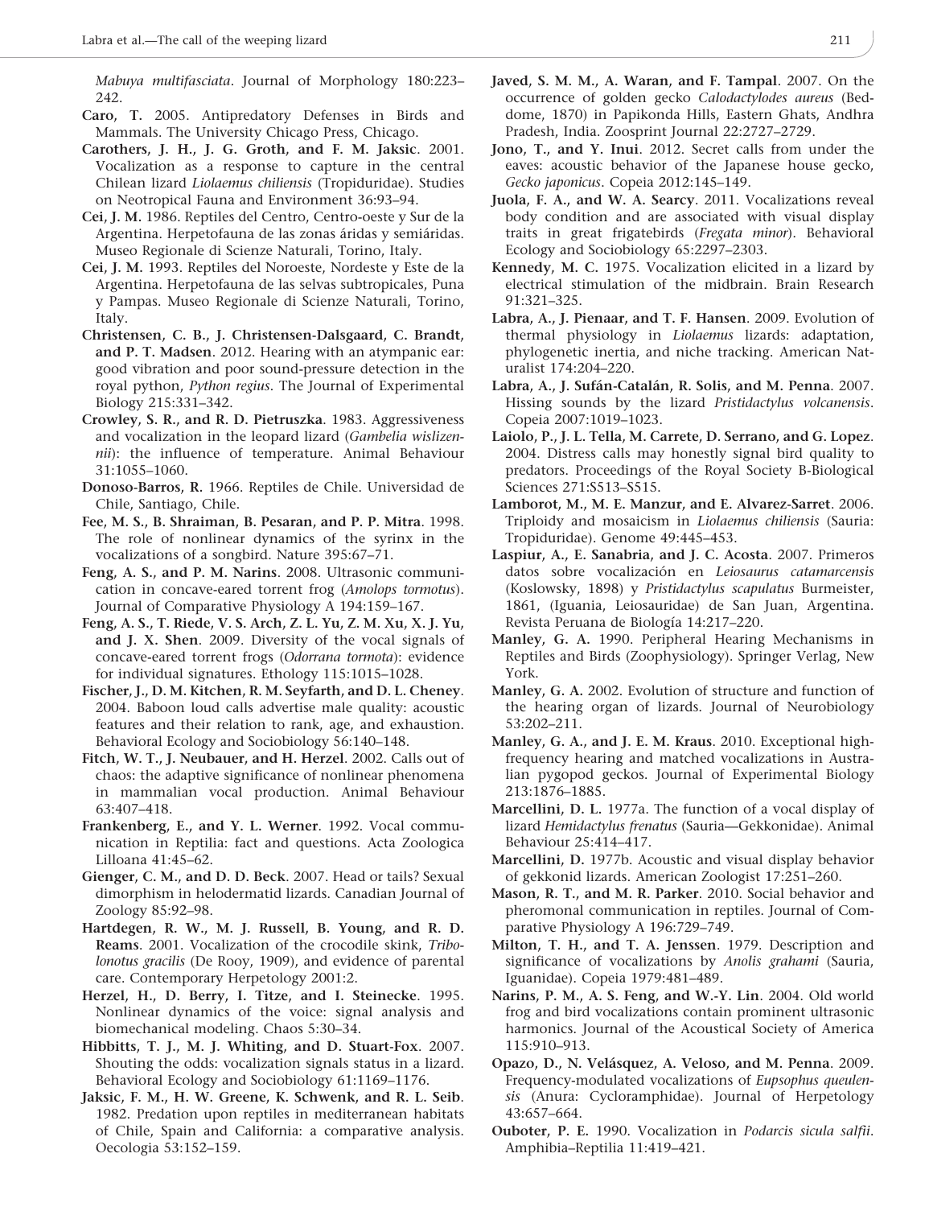*Mabuya multifasciata*. Journal of Morphology 180:223–242.

**Caro, T.** 2005. Antipredatory Defenses in Birds and Mammals. The University Chicago Press, Chicago.

**Carothers, J. H., J. G. Groth, and F. M. Jaksic**. 2001. Vocalization as a response to capture in the central Chilean lizard *Liolaemus chiliensis* (Tropiduridae). Studies on Neotropical Fauna and Environment 36:93–94.

**Cei, J. M.** 1986. Reptiles del Centro, Centro-oeste y Sur de la Argentina. Herpetofauna de las zonas áridas y semiáridas. Museo Regionale di Scienze Naturali, Torino, Italy.

**Cei, J. M.** 1993. Reptiles del Noroeste, Nordeste y Este de la Argentina. Herpetofauna de las selvas subtropicales, Puna y Pampas. Museo Regionale di Scienze Naturali, Torino, Italy.

**Christensen, C. B., J. Christensen-Dalsgaard, C. Brandt, and P. T. Madsen**. 2012. Hearing with an atympanic ear: good vibration and poor sound-pressure detection in the royal python, *Python regius*. The Journal of Experimental Biology 215:331–342.

**Crowley, S. R., and R. D. Pietruszka**. 1983. Aggressiveness and vocalization in the leopard lizard (*Gambelia wislizennii*): the influence of temperature. Animal Behaviour 31:1055–1060.

**Donoso-Barros, R.** 1966. Reptiles de Chile. Universidad de Chile, Santiago, Chile.

**Fee, M. S., B. Shraiman, B. Pesaran, and P. P. Mitra**. 1998. The role of nonlinear dynamics of the syrinx in the vocalizations of a songbird. Nature 395:67–71.

**Feng, A. S., and P. M. Narins**. 2008. Ultrasonic communication in concave-eared torrent frog (*Amolops tormotus*). Journal of Comparative Physiology A 194:159–167.

**Feng, A. S., T. Riede, V. S. Arch, Z. L. Yu, Z. M. Xu, X. J. Yu, and J. X. Shen**. 2009. Diversity of the vocal signals of concave-eared torrent frogs (*Odorrana tormota*): evidence for individual signatures. Ethology 115:1015–1028.

**Fischer, J., D. M. Kitchen, R. M. Seyfarth, and D. L. Cheney**. 2004. Baboon loud calls advertise male quality: acoustic features and their relation to rank, age, and exhaustion. Behavioral Ecology and Sociobiology 56:140–148.

**Fitch, W. T., J. Neubauer, and H. Herzel**. 2002. Calls out of chaos: the adaptive significance of nonlinear phenomena in mammalian vocal production. Animal Behaviour 63:407–418.

**Frankenberg, E., and Y. L. Werner**. 1992. Vocal communication in Reptilia: fact and questions. Acta Zoologica Lilloana 41:45–62.

**Gienger, C. M., and D. D. Beck**. 2007. Head or tails? Sexual dimorphism in helodermatid lizards. Canadian Journal of Zoology 85:92–98.

**Hartdegen, R. W., M. J. Russell, B. Young, and R. D. Reams**. 2001. Vocalization of the crocodile skink, *Tribolonotus gracilis* (De Rooy, 1909), and evidence of parental care. Contemporary Herpetology 2001:2.

**Herzel, H., D. Berry, I. Titze, and I. Steinecke**. 1995. Nonlinear dynamics of the voice: signal analysis and biomechanical modeling. Chaos 5:30–34.

**Hibbitts, T. J., M. J. Whiting, and D. Stuart-Fox**. 2007. Shouting the odds: vocalization signals status in a lizard. Behavioral Ecology and Sociobiology 61:1169–1176.

**Jaksic, F. M., H. W. Greene, K. Schwenk, and R. L. Seib**. 1982. Predation upon reptiles in mediterranean habitats of Chile, Spain and California: a comparative analysis. Oecologia 53:152–159.

**Javed, S. M. M., A. Waran, and F. Tampal**. 2007. On the occurrence of golden gecko *Calodactylodes aureus* (Beddome, 1870) in Papikonda Hills, Eastern Ghats, Andhra Pradesh, India. Zoosprint Journal 22:2727–2729.

**Jono, T., and Y. Inui**. 2012. Secret calls from under the eaves: acoustic behavior of the Japanese house gecko, *Gecko japonicus*. Copeia 2012:145–149.

**Juola, F. A., and W. A. Searcy**. 2011. Vocalizations reveal body condition and are associated with visual display traits in great frigatebirds (*Fregata minor*). Behavioral Ecology and Sociobiology 65:2297–2303.

**Kennedy, M. C.** 1975. Vocalization elicited in a lizard by electrical stimulation of the midbrain. Brain Research 91:321–325.

**Labra, A., J. Pienaar, and T. F. Hansen**. 2009. Evolution of thermal physiology in *Liolaemus* lizards: adaptation, phylogenetic inertia, and niche tracking. American Naturalist 174:204–220.

**Labra, A., J. Sufán-Catalán, R. Solis, and M. Penna**. 2007. Hissing sounds by the lizard *Pristidactylus volcanensis*. Copeia 2007:1019–1023.

**Laiolo, P., J. L. Tella, M. Carrete, D. Serrano, and G. Lopez**. 2004. Distress calls may honestly signal bird quality to predators. Proceedings of the Royal Society B-Biological Sciences 271:S513–S515.

**Lamborot, M., M. E. Manzur, and E. Alvarez-Sarret**. 2006. Triploidy and mosaicism in *Liolaemus chiliensis* (Sauria: Tropiduridae). Genome 49:445–453.

**Laspiur, A., E. Sanabria, and J. C. Acosta**. 2007. Primeros datos sobre vocalización en *Leiosaurus catamarcensis* (Koslowsky, 1898) y *Pristidactylus scapulatus* Burmeister, 1861, (Iguania, Leiosauridae) de San Juan, Argentina. Revista Peruana de Biología 14:217–220.

**Manley, G. A.** 1990. Peripheral Hearing Mechanisms in Reptiles and Birds (Zoophysiology). Springer Verlag, New York.

**Manley, G. A.** 2002. Evolution of structure and function of the hearing organ of lizards. Journal of Neurobiology 53:202–211.

**Manley, G. A., and J. E. M. Kraus**. 2010. Exceptional high-frequency hearing and matched vocalizations in Australian pygopod geckos. Journal of Experimental Biology 213:1876–1885.

**Marcellini, D. L.** 1977a. The function of a vocal display of lizard *Hemidactylus frenatus* (Sauria—Gekkonidae). Animal Behaviour 25:414–417.

**Marcellini, D.** 1977b. Acoustic and visual display behavior of gekkonid lizards. American Zoologist 17:251–260.

**Mason, R. T., and M. R. Parker**. 2010. Social behavior and pheromonal communication in reptiles. Journal of Comparative Physiology A 196:729–749.

**Milton, T. H., and T. A. Jenssen**. 1979. Description and significance of vocalizations by *Anolis grahami* (Sauria, Iguanidae). Copeia 1979:481–489.

**Narins, P. M., A. S. Feng, and W.-Y. Lin**. 2004. Old world frog and bird vocalizations contain prominent ultrasonic harmonics. Journal of the Acoustical Society of America 115:910–913.

**Opazo, D., N. Velásquez, A. Veloso, and M. Penna**. 2009. Frequency-modulated vocalizations of *Eupsophus queulensis* (Anura: Cycloramphidae). Journal of Herpetology 43:657–664.

**Ouboter, P. E.** 1990. Vocalization in *Podarcis sicula salfii*. Amphibia–Reptilia 11:419–421.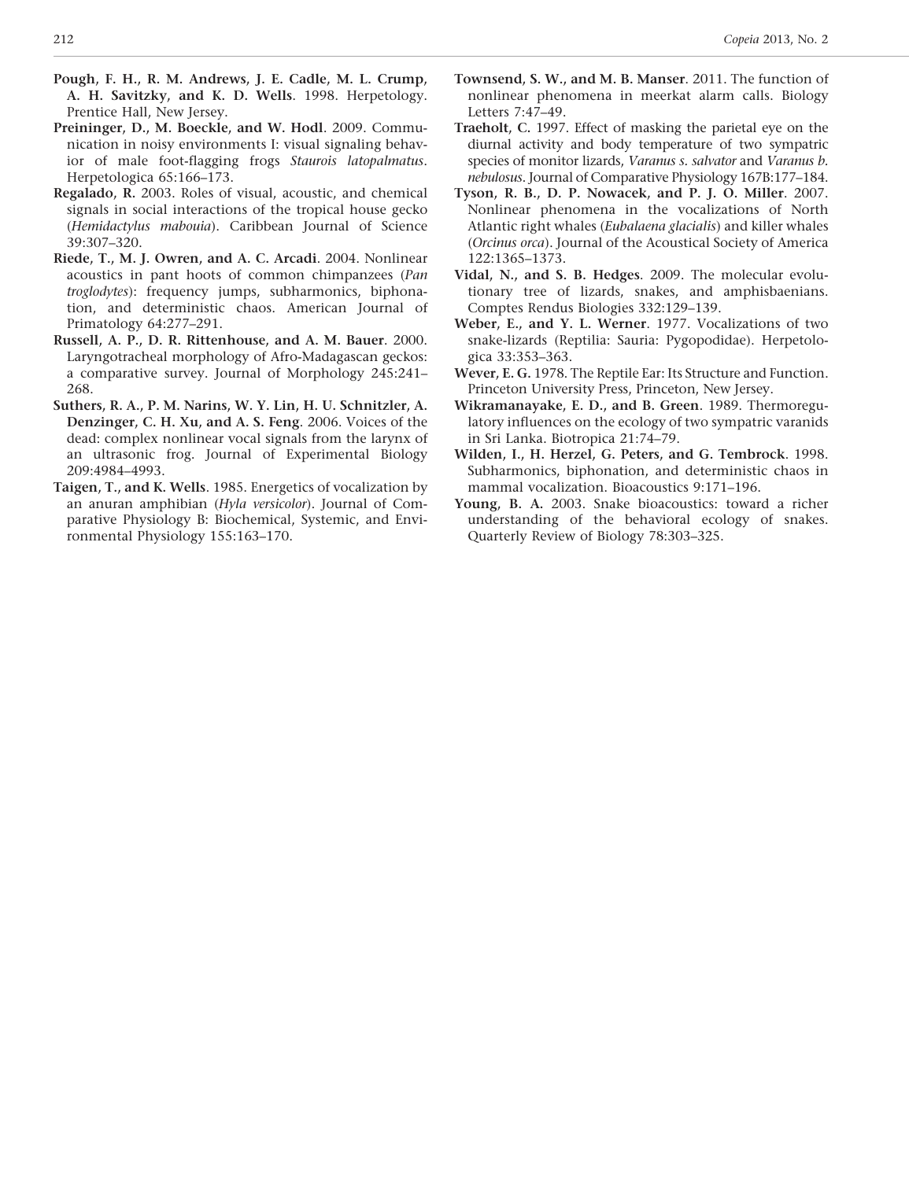**Pough, F. H., R. M. Andrews, J. E. Cadle, M. L. Crump, A. H. Savitzky, and K. D. Wells**. 1998. Herpetology. Prentice Hall, New Jersey.

**Preininger, D., M. Boeckle, and W. Hodl**. 2009. Communication in noisy environments I: visual signaling behavior of male foot-flagging frogs *Staurois latopalmatus*. Herpetologica 65:166–173.

**Regalado, R.** 2003. Roles of visual, acoustic, and chemical signals in social interactions of the tropical house gecko (*Hemidactylus mabouia*). Caribbean Journal of Science 39:307–320.

**Riede, T., M. J. Owren, and A. C. Arcadi**. 2004. Nonlinear acoustics in pant hoots of common chimpanzees (*Pan troglodytes*): frequency jumps, subharmonics, biphonation, and deterministic chaos. American Journal of Primatology 64:277–291.

**Russell, A. P., D. R. Rittenhouse, and A. M. Bauer**. 2000. Laryngotracheal morphology of Afro-Madagascan geckos: a comparative survey. Journal of Morphology 245:241–268.

**Suthers, R. A., P. M. Narins, W. Y. Lin, H. U. Schnitzler, A. Denzinger, C. H. Xu, and A. S. Feng**. 2006. Voices of the dead: complex nonlinear vocal signals from the larynx of an ultrasonic frog. Journal of Experimental Biology 209:4984–4993.

**Taigen, T., and K. Wells**. 1985. Energetics of vocalization by an anuran amphibian (*Hyla versicolor*). Journal of Comparative Physiology B: Biochemical, Systemic, and Environmental Physiology 155:163–170.

**Townsend, S. W., and M. B. Manser**. 2011. The function of nonlinear phenomena in meerkat alarm calls. Biology Letters 7:47–49.

**Traeholt, C.** 1997. Effect of masking the parietal eye on the diurnal activity and body temperature of two sympatric species of monitor lizards, *Varanus s. salvator* and *Varanus b. nebulosus*. Journal of Comparative Physiology 167B:177–184.

**Tyson, R. B., D. P. Nowacek, and P. J. O. Miller**. 2007. Nonlinear phenomena in the vocalizations of North Atlantic right whales (*Eubalaena glacialis*) and killer whales (*Orcinus orca*). Journal of the Acoustical Society of America 122:1365–1373.

**Vidal, N., and S. B. Hedges**. 2009. The molecular evolutionary tree of lizards, snakes, and amphisbaenians. Comptes Rendus Biologies 332:129–139.

**Weber, E., and Y. L. Werner**. 1977. Vocalizations of two snake-lizards (Reptilia: Sauria: Pygopodidae). Herpetologica 33:353–363.

**Wever, E. G.** 1978. The Reptile Ear: Its Structure and Function. Princeton University Press, Princeton, New Jersey.

**Wikramanayake, E. D., and B. Green**. 1989. Thermoregulatory influences on the ecology of two sympatric varanids in Sri Lanka. Biotropica 21:74–79.

**Wilden, I., H. Herzel, G. Peters, and G. Tembrock**. 1998. Subharmonics, biphonation, and deterministic chaos in mammal vocalization. Bioacoustics 9:171–196.

**Young, B. A.** 2003. Snake bioacoustics: toward a richer understanding of the behavioral ecology of snakes. Quarterly Review of Biology 78:303–325.